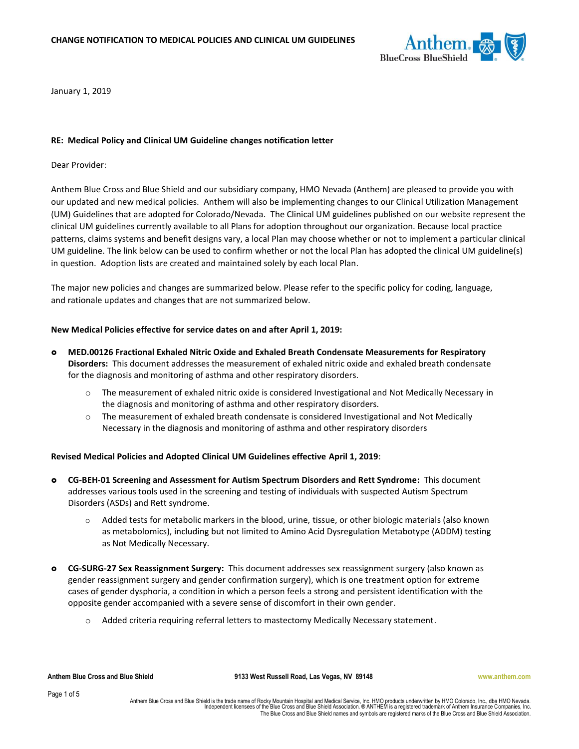**CHANGE NOTIFICATION TO MEDICAL POLICIES AND CLINICAL UM GUIDELINES**

January 1, 2019

**RE: Medical Policy and Clinical UM Guideline changes notification letter**

Dear Provider:

Anthem Blue Cross and Blue Shield and our subsidiary company, HMO Nevada (Anthem) are pleased to provide you with our updated and new medical policies. Anthem will also be implementing changes to our Clinical Utilization Management (UM) Guidelines that are adopted for Colorado/Nevada. The Clinical UM guidelines published on our website represent the clinical UM guidelines currently available to all Plans for adoption throughout our organization. Because local practice patterns, claims systems and benefit designs vary, a local Plan may choose whether or not to implement a particular clinical UM guideline. The link below can be used to confirm whether or not the local Plan has adopted the clinical UM guideline(s) in question. Adoption lists are created and maintained solely by each local Plan.

The major new policies and changes are summarized below. Please refer to the specific policy for coding, language, and rationale updates and changes that are not summarized below.

**New Medical Policies effective for service dates on and after April 1, 2019:**

- **MED.00126 Fractional Exhaled Nitric Oxide and Exhaled Breath Condensate Measurements for Respiratory Disorders:** This document addresses the measurement of exhaled nitric oxide and exhaled breath condensate for the diagnosis and monitoring of asthma and other respiratory disorders.
  - The measurement of exhaled nitric oxide is considered Investigational and Not Medically Necessary in the diagnosis and monitoring of asthma and other respiratory disorders.
  - The measurement of exhaled breath condensate is considered Investigational and Not Medically Necessary in the diagnosis and monitoring of asthma and other respiratory disorders

**Revised Medical Policies and Adopted Clinical UM Guidelines effective April 1, 2019**:

- **CG-BEH-01 Screening and Assessment for Autism Spectrum Disorders and Rett Syndrome:** This document addresses various tools used in the screening and testing of individuals with suspected Autism Spectrum Disorders (ASDs) and Rett syndrome.
  - Added tests for metabolic markers in the blood, urine, tissue, or other biologic materials (also known as metabolomics), including but not limited to Amino Acid Dysregulation Metabotype (ADDM) testing as Not Medically Necessary.

- **CG-SURG-27 Sex Reassignment Surgery:** This document addresses sex reassignment surgery (also known as gender reassignment surgery and gender confirmation surgery), which is one treatment option for extreme cases of gender dysphoria, a condition in which a person feels a strong and persistent identification with the opposite gender accompanied with a severe sense of discomfort in their own gender.
  - Added criteria requiring referral letters to mastectomy Medically Necessary statement.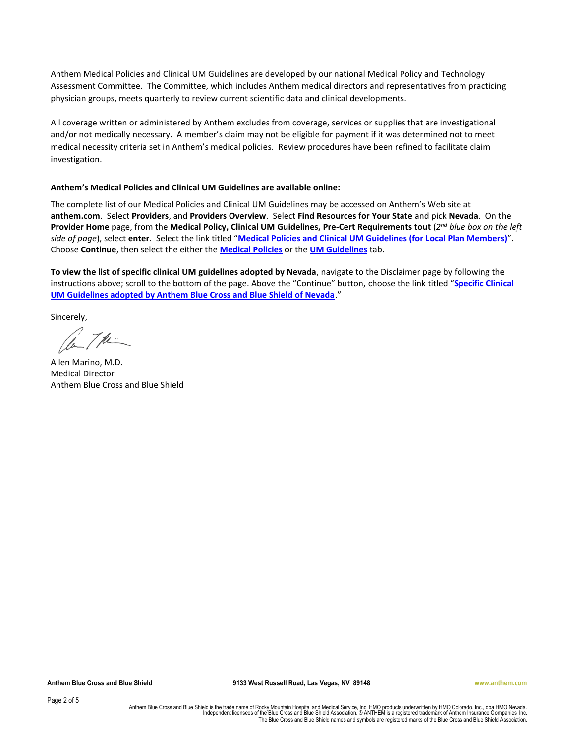Anthem Medical Policies and Clinical UM Guidelines are developed by our national Medical Policy and Technology Assessment Committee. The Committee, which includes Anthem medical directors and representatives from practicing physician groups, meets quarterly to review current scientific data and clinical developments.

All coverage written or administered by Anthem excludes from coverage, services or supplies that are investigational and/or not medically necessary. A member's claim may not be eligible for payment if it was determined not to meet medical necessity criteria set in Anthem's medical policies. Review procedures have been refined to facilitate claim investigation.

**Anthem's Medical Policies and Clinical UM Guidelines are available online:**

The complete list of our Medical Policies and Clinical UM Guidelines may be accessed on Anthem's Web site at **anthem.com**. Select **Providers**, and **Providers Overview**. Select **Find Resources for Your State** and pick **Nevada**. On the **Provider Home** page, from the **Medical Policy, Clinical UM Guidelines, Pre-Cert Requirements tout** (*2nd blue box on the left side of page*), select **enter**. Select the link titled "**Medical Policies and Clinical UM Guidelines (for Local Plan Members)**". Choose **Continue**, then select the either the **Medical Policies** or the **UM Guidelines** tab.

**To view the list of specific clinical UM guidelines adopted by Nevada**, navigate to the Disclaimer page by following the instructions above; scroll to the bottom of the page. Above the "Continue" button, choose the link titled "**Specific Clinical UM Guidelines adopted by Anthem Blue Cross and Blue Shield of Nevada**."

Sincerely,

Allen Marino, M.D.
Medical Director
Anthem Blue Cross and Blue Shield

Anthem Blue Cross and Blue Shield 9133 West Russell Road, Las Vegas, NV 89148 www.anthem.com

Anthem Blue Cross and Blue Shield is the trade name of Rocky Mountain Hospital and Medical Service, Inc. HMO products underwritten by HMO Colorado, Inc., dba HMO Nevada. Independent licensees of the Blue Cross and Blue Shield Association. ® ANTHEM is a registered trademark of Anthem Insurance Companies, Inc. The Blue Cross and Blue Shield names and symbols are registered marks of the Blue Cross and Blue Shield Association.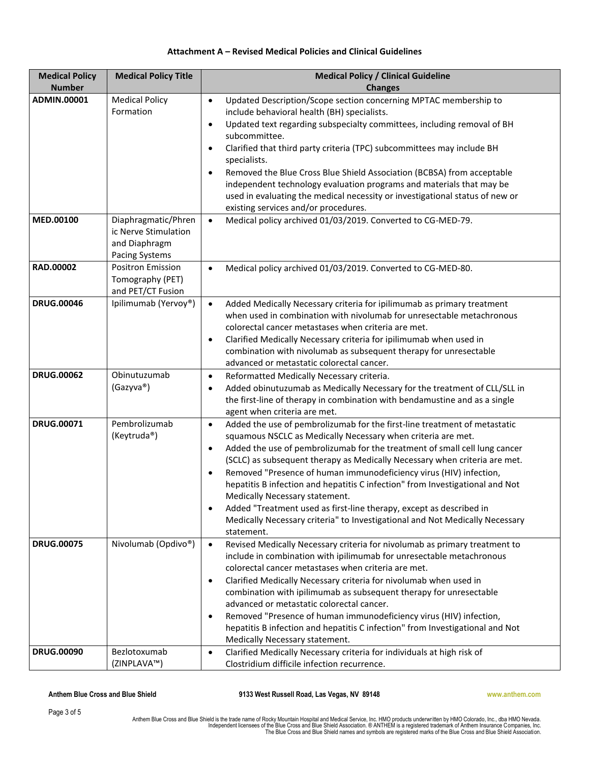**Attachment A – Revised Medical Policies and Clinical Guidelines**

| Medical Policy Number | Medical Policy Title | Medical Policy / Clinical Guideline Changes |
|---|---|---|
| **ADMIN.00001** | Medical Policy Formation | • Updated Description/Scope section concerning MPTAC membership to include behavioral health (BH) specialists.<br>• Updated text regarding subspecialty committees, including removal of BH subcommittee.<br>• Clarified that third party criteria (TPC) subcommittees may include BH specialists.<br>• Removed the Blue Cross Blue Shield Association (BCBSA) from acceptable independent technology evaluation programs and materials that may be used in evaluating the medical necessity or investigational status of new or existing services and/or procedures. |
| **MED.00100** | Diaphragmatic/Phrenic Nerve Stimulation and Diaphragm Pacing Systems | • Medical policy archived 01/03/2019. Converted to CG-MED-79. |
| **RAD.00002** | Positron Emission Tomography (PET) and PET/CT Fusion | • Medical policy archived 01/03/2019. Converted to CG-MED-80. |
| **DRUG.00046** | Ipilimumab (Yervoy®) | • Added Medically Necessary criteria for ipilimumab as primary treatment when used in combination with nivolumab for unresectable metachronous colorectal cancer metastases when criteria are met.<br>• Clarified Medically Necessary criteria for ipilimumab when used in combination with nivolumab as subsequent therapy for unresectable advanced or metastatic colorectal cancer. |
| **DRUG.00062** | Obinutuzumab (Gazyva®) | • Reformatted Medically Necessary criteria.<br>• Added obinutuzumab as Medically Necessary for the treatment of CLL/SLL in the first-line of therapy in combination with bendamustine and as a single agent when criteria are met. |
| **DRUG.00071** | Pembrolizumab (Keytruda®) | • Added the use of pembrolizumab for the first-line treatment of metastatic squamous NSCLC as Medically Necessary when criteria are met.<br>• Added the use of pembrolizumab for the treatment of small cell lung cancer (SCLC) as subsequent therapy as Medically Necessary when criteria are met.<br>• Removed "Presence of human immunodeficiency virus (HIV) infection, hepatitis B infection and hepatitis C infection" from Investigational and Not Medically Necessary statement.<br>• Added "Treatment used as first-line therapy, except as described in Medically Necessary criteria" to Investigational and Not Medically Necessary statement. |
| **DRUG.00075** | Nivolumab (Opdivo®) | • Revised Medically Necessary criteria for nivolumab as primary treatment to include in combination with ipilimumab for unresectable metachronous colorectal cancer metastases when criteria are met.<br>• Clarified Medically Necessary criteria for nivolumab when used in combination with ipilimumab as subsequent therapy for unresectable advanced or metastatic colorectal cancer.<br>• Removed "Presence of human immunodeficiency virus (HIV) infection, hepatitis B infection and hepatitis C infection" from Investigational and Not Medically Necessary statement. |
| **DRUG.00090** | Bezlotoxumab (ZINPLAVA™) | • Clarified Medically Necessary criteria for individuals at high risk of Clostridium difficile infection recurrence. |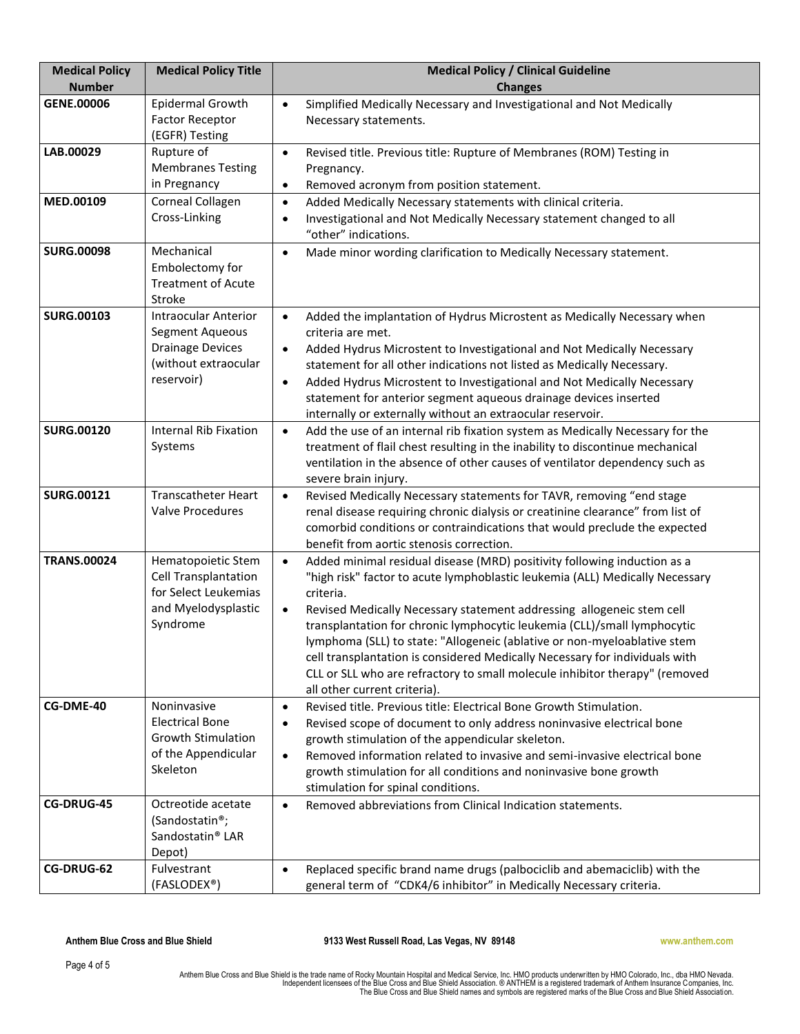| Medical Policy Number | Medical Policy Title | Medical Policy / Clinical Guideline Changes |
|---|---|---|
| **GENE.00006** | Epidermal Growth Factor Receptor (EGFR) Testing | • Simplified Medically Necessary and Investigational and Not Medically Necessary statements. |
| **LAB.00029** | Rupture of Membranes Testing in Pregnancy | • Revised title. Previous title: Rupture of Membranes (ROM) Testing in Pregnancy.<br>• Removed acronym from position statement. |
| **MED.00109** | Corneal Collagen Cross-Linking | • Added Medically Necessary statements with clinical criteria.<br>• Investigational and Not Medically Necessary statement changed to all "other" indications. |
| **SURG.00098** | Mechanical Embolectomy for Treatment of Acute Stroke | • Made minor wording clarification to Medically Necessary statement. |
| **SURG.00103** | Intraocular Anterior Segment Aqueous Drainage Devices (without extraocular reservoir) | • Added the implantation of Hydrus Microstent as Medically Necessary when criteria are met.<br>• Added Hydrus Microstent to Investigational and Not Medically Necessary statement for all other indications not listed as Medically Necessary.<br>• Added Hydrus Microstent to Investigational and Not Medically Necessary statement for anterior segment aqueous drainage devices inserted internally or externally without an extraocular reservoir. |
| **SURG.00120** | Internal Rib Fixation Systems | • Add the use of an internal rib fixation system as Medically Necessary for the treatment of flail chest resulting in the inability to discontinue mechanical ventilation in the absence of other causes of ventilator dependency such as severe brain injury. |
| **SURG.00121** | Transcatheter Heart Valve Procedures | • Revised Medically Necessary statements for TAVR, removing "end stage renal disease requiring chronic dialysis or creatinine clearance" from list of comorbid conditions or contraindications that would preclude the expected benefit from aortic stenosis correction. |
| **TRANS.00024** | Hematopoietic Stem Cell Transplantation for Select Leukemias and Myelodysplastic Syndrome | • Added minimal residual disease (MRD) positivity following induction as a "high risk" factor to acute lymphoblastic leukemia (ALL) Medically Necessary criteria.<br>• Revised Medically Necessary statement addressing allogeneic stem cell transplantation for chronic lymphocytic leukemia (CLL)/small lymphocytic lymphoma (SLL) to state: "Allogeneic (ablative or non-myeloablative stem cell transplantation is considered Medically Necessary for individuals with CLL or SLL who are refractory to small molecule inhibitor therapy" (removed all other current criteria). |
| **CG-DME-40** | Noninvasive Electrical Bone Growth Stimulation of the Appendicular Skeleton | • Revised title. Previous title: Electrical Bone Growth Stimulation.<br>• Revised scope of document to only address noninvasive electrical bone growth stimulation of the appendicular skeleton.<br>• Removed information related to invasive and semi-invasive electrical bone growth stimulation for all conditions and noninvasive bone growth stimulation for spinal conditions. |
| **CG-DRUG-45** | Octreotide acetate (Sandostatin®; Sandostatin® LAR Depot) | • Removed abbreviations from Clinical Indication statements. |
| **CG-DRUG-62** | Fulvestrant (FASLODEX®) | • Replaced specific brand name drugs (palbociclib and abemaciclib) with the general term of "CDK4/6 inhibitor" in Medically Necessary criteria. |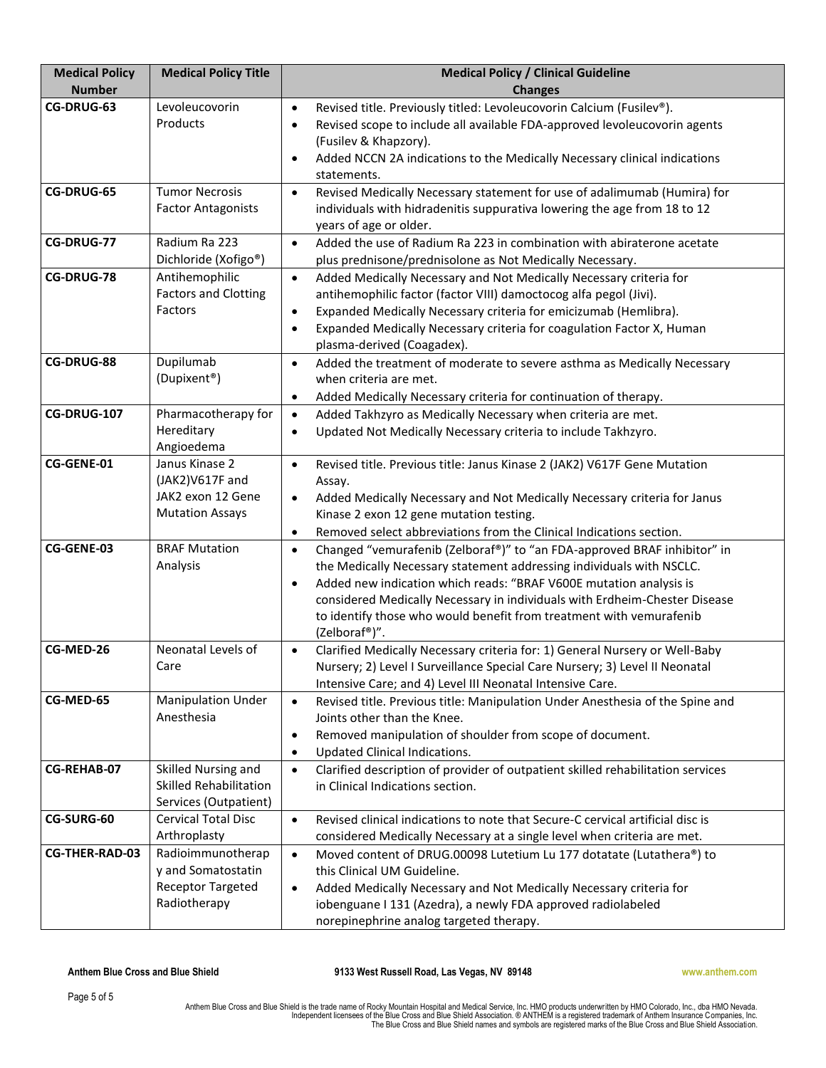| Medical Policy Number | Medical Policy Title | Medical Policy / Clinical Guideline Changes |
|---|---|---|
| **CG-DRUG-63** | Levoleucovorin Products | • Revised title. Previously titled: Levoleucovorin Calcium (Fusilev®).<br>• Revised scope to include all available FDA-approved levoleucovorin agents (Fusilev & Khapzory).<br>• Added NCCN 2A indications to the Medically Necessary clinical indications statements. |
| **CG-DRUG-65** | Tumor Necrosis Factor Antagonists | • Revised Medically Necessary statement for use of adalimumab (Humira) for individuals with hidradenitis suppurativa lowering the age from 18 to 12 years of age or older. |
| **CG-DRUG-77** | Radium Ra 223 Dichloride (Xofigo®) | • Added the use of Radium Ra 223 in combination with abiraterone acetate plus prednisone/prednisolone as Not Medically Necessary. |
| **CG-DRUG-78** | Antihemophilic Factors and Clotting Factors | • Added Medically Necessary and Not Medically Necessary criteria for antihemophilic factor (factor VIII) damoctocog alfa pegol (Jivi).<br>• Expanded Medically Necessary criteria for emicizumab (Hemlibra).<br>• Expanded Medically Necessary criteria for coagulation Factor X, Human plasma-derived (Coagadex). |
| **CG-DRUG-88** | Dupilumab (Dupixent®) | • Added the treatment of moderate to severe asthma as Medically Necessary when criteria are met.<br>• Added Medically Necessary criteria for continuation of therapy. |
| **CG-DRUG-107** | Pharmacotherapy for Hereditary Angioedema | • Added Takhzyro as Medically Necessary when criteria are met.<br>• Updated Not Medically Necessary criteria to include Takhzyro. |
| **CG-GENE-01** | Janus Kinase 2 (JAK2)V617F and JAK2 exon 12 Gene Mutation Assays | • Revised title. Previous title: Janus Kinase 2 (JAK2) V617F Gene Mutation Assay.<br>• Added Medically Necessary and Not Medically Necessary criteria for Janus Kinase 2 exon 12 gene mutation testing.<br>• Removed select abbreviations from the Clinical Indications section. |
| **CG-GENE-03** | BRAF Mutation Analysis | • Changed "vemurafenib (Zelboraf®)" to "an FDA-approved BRAF inhibitor" in the Medically Necessary statement addressing individuals with NSCLC.<br>• Added new indication which reads: "BRAF V600E mutation analysis is considered Medically Necessary in individuals with Erdheim-Chester Disease to identify those who would benefit from treatment with vemurafenib (Zelboraf®)". |
| **CG-MED-26** | Neonatal Levels of Care | • Clarified Medically Necessary criteria for: 1) General Nursery or Well-Baby Nursery; 2) Level I Surveillance Special Care Nursery; 3) Level II Neonatal Intensive Care; and 4) Level III Neonatal Intensive Care. |
| **CG-MED-65** | Manipulation Under Anesthesia | • Revised title. Previous title: Manipulation Under Anesthesia of the Spine and Joints other than the Knee.<br>• Removed manipulation of shoulder from scope of document.<br>• Updated Clinical Indications. |
| **CG-REHAB-07** | Skilled Nursing and Skilled Rehabilitation Services (Outpatient) | • Clarified description of provider of outpatient skilled rehabilitation services in Clinical Indications section. |
| **CG-SURG-60** | Cervical Total Disc Arthroplasty | • Revised clinical indications to note that Secure-C cervical artificial disc is considered Medically Necessary at a single level when criteria are met. |
| **CG-THER-RAD-03** | Radioimmunotherapy and Somatostatin Receptor Targeted Radiotherapy | • Moved content of DRUG.00098 Lutetium Lu 177 dotatate (Lutathera®) to this Clinical UM Guideline.<br>• Added Medically Necessary and Not Medically Necessary criteria for iobenguane I 131 (Azedra), a newly FDA approved radiolabeled norepinephrine analog targeted therapy. |